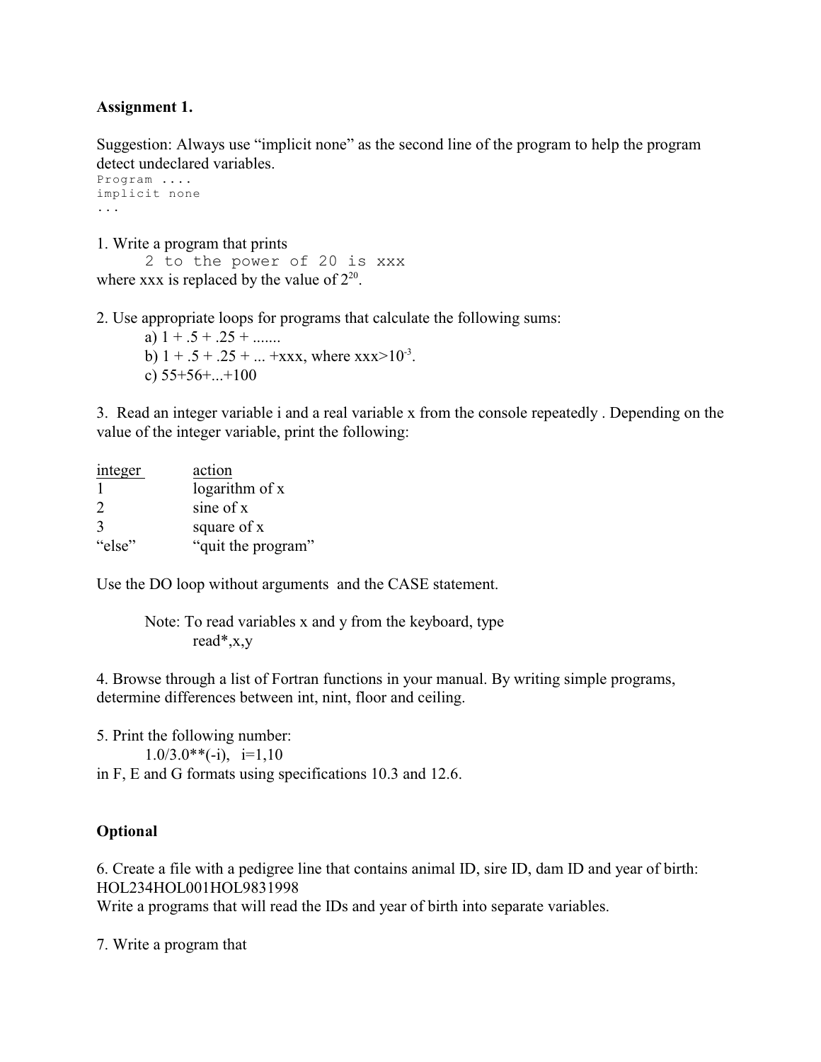**Assignment 1.**

Suggestion: Always use "implicit none" as the second line of the program to help the program detect undeclared variables.

```
Program ....
implicit none
...
```

1. Write a program that prints

```
2 to the power of 20 is xxx
```

where xxx is replaced by the value of $2^{20}$.

2. Use appropriate loops for programs that calculate the following sums:
   a) 1 + .5 + .25 + .......
   b) 1 + .5 + .25 + ... +xxx, where xxx>$10^{-3}$.
   c) 55+56+...+100

3. Read an integer variable i and a real variable x from the console repeatedly . Depending on the value of the integer variable, print the following:

| integer | action |
|---|---|
| 1 | logarithm of x |
| 2 | sine of x |
| 3 | square of x |
| "else" | "quit the program" |

Use the DO loop without arguments and the CASE statement.

Note: To read variables x and y from the keyboard, type
read*,x,y

4. Browse through a list of Fortran functions in your manual. By writing simple programs, determine differences between int, nint, floor and ceiling.

5. Print the following number:
   1.0/3.0**(-i), i=1,10
in F, E and G formats using specifications 10.3 and 12.6.

**Optional**

6. Create a file with a pedigree line that contains animal ID, sire ID, dam ID and year of birth:
HOL234HOL001HOL9831998
Write a programs that will read the IDs and year of birth into separate variables.

7. Write a program that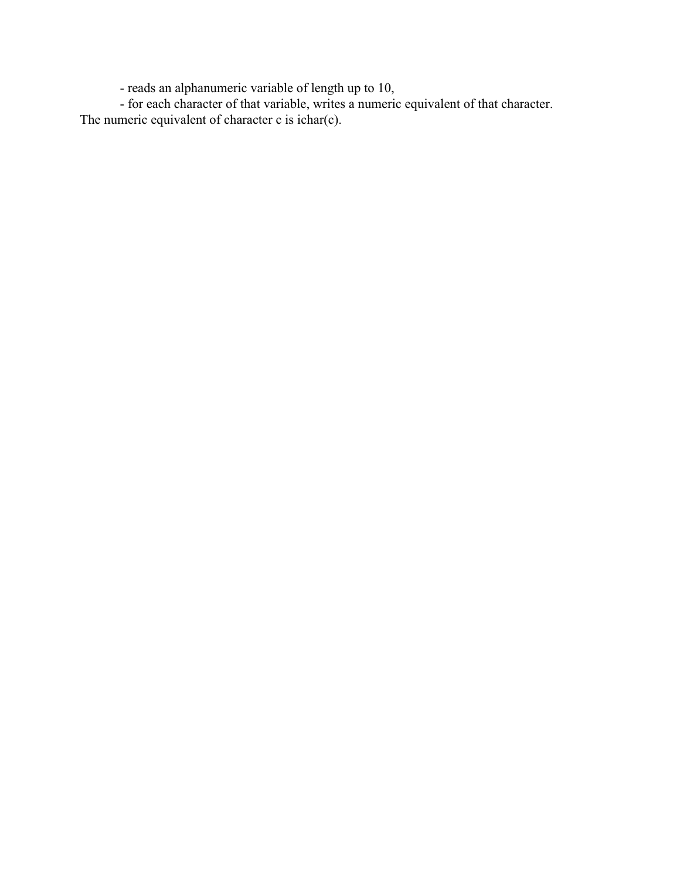- reads an alphanumeric variable of length up to 10,
- for each character of that variable, writes a numeric equivalent of that character.

The numeric equivalent of character c is ichar(c).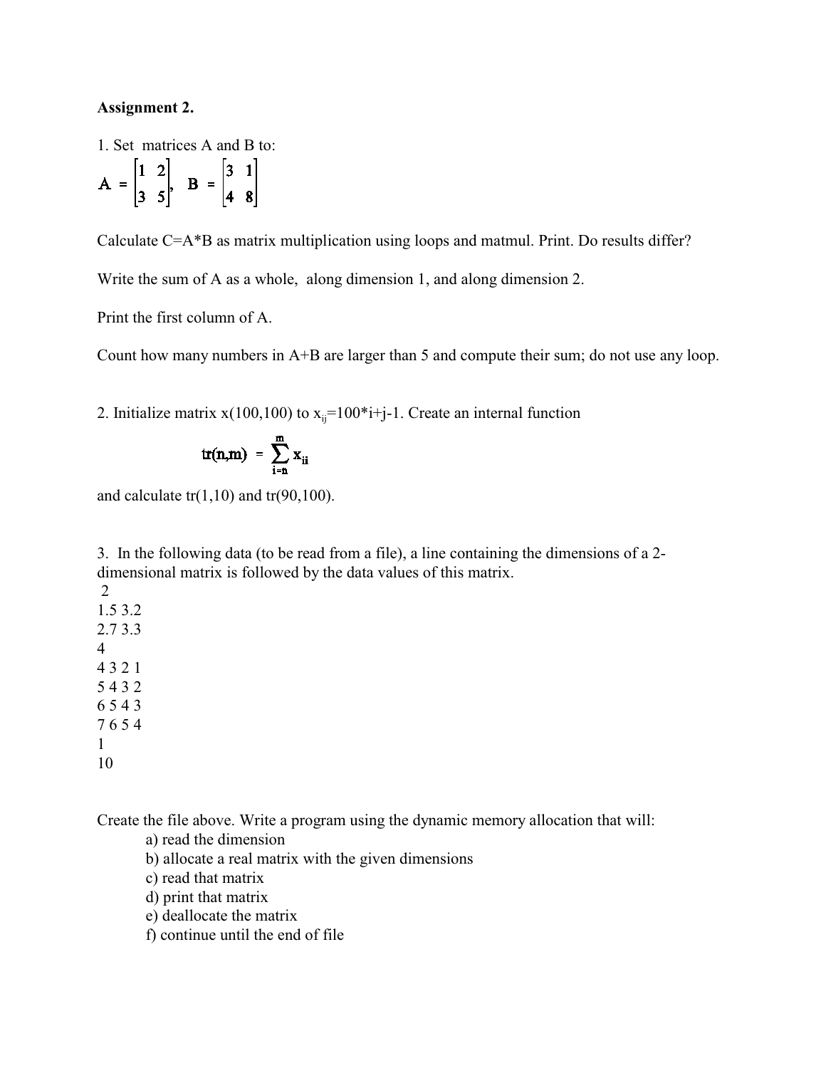**Assignment 2.**

1. Set matrices A and B to:

$$A = \begin{bmatrix} 1 & 2 \\ 3 & 5 \end{bmatrix}, \quad B = \begin{bmatrix} 3 & 1 \\ 4 & 8 \end{bmatrix}$$

Calculate C=A*B as matrix multiplication using loops and matmul. Print. Do results differ?

Write the sum of A as a whole, along dimension 1, and along dimension 2.

Print the first column of A.

Count how many numbers in A+B are larger than 5 and compute their sum; do not use any loop.

2. Initialize matrix x(100,100) to $x_{ij}$=100*i+j-1. Create an internal function

$$tr(n,m) = \sum_{i=n}^{m} x_{ii}$$

and calculate tr(1,10) and tr(90,100).

3. In the following data (to be read from a file), a line containing the dimensions of a 2-dimensional matrix is followed by the data values of this matrix.

```
 2
1.5 3.2
2.7 3.3
4
4 3 2 1
5 4 3 2
6 5 4 3
7 6 5 4
1
10
```

Create the file above. Write a program using the dynamic memory allocation that will:

a) read the dimension
b) allocate a real matrix with the given dimensions
c) read that matrix
d) print that matrix
e) deallocate the matrix
f) continue until the end of file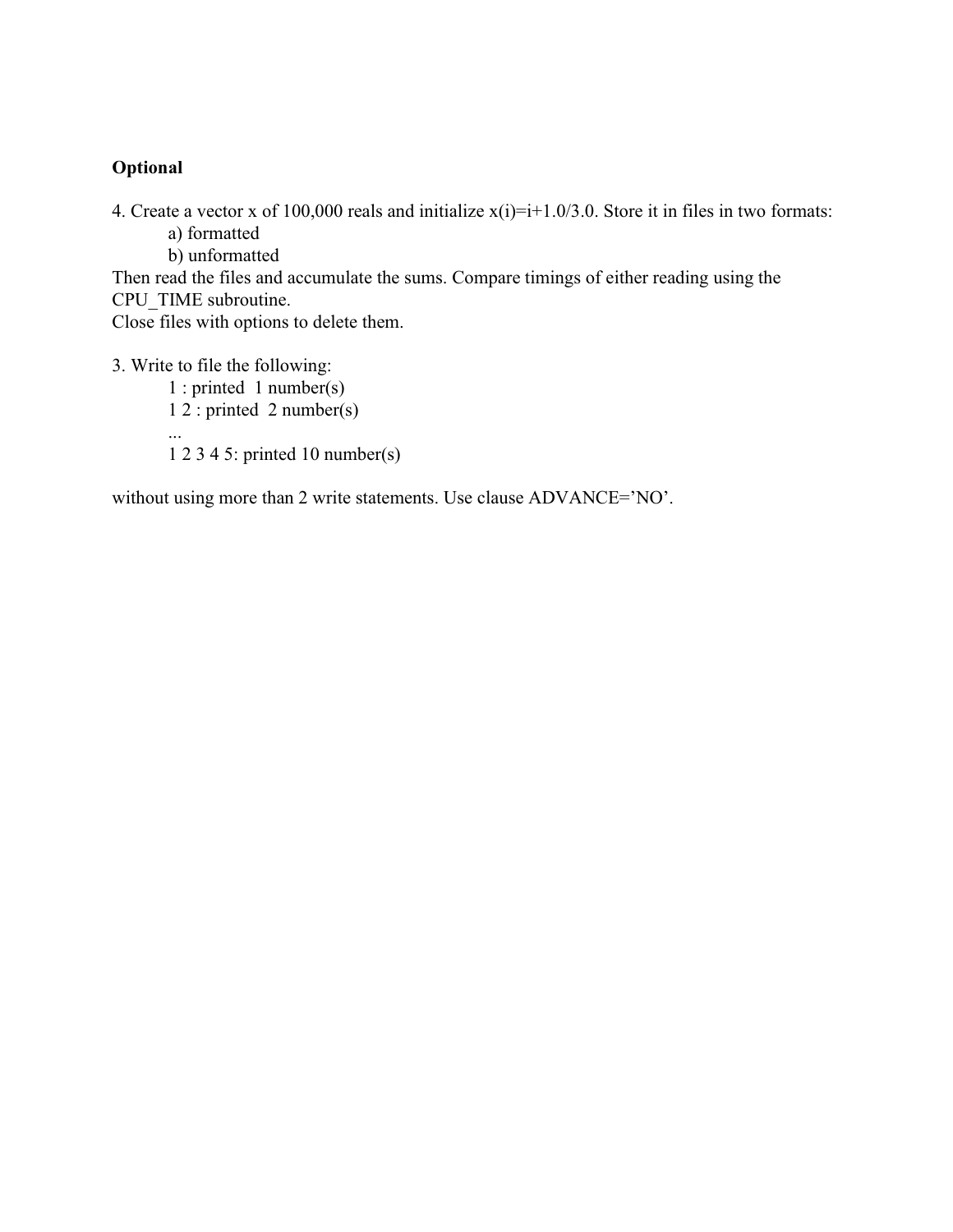**Optional**

4. Create a vector x of 100,000 reals and initialize x(i)=i+1.0/3.0. Store it in files in two formats:
    a) formatted
    b) unformatted

Then read the files and accumulate the sums. Compare timings of either reading using the CPU_TIME subroutine.
Close files with options to delete them.

3. Write to file the following:

```
1 : printed  1 number(s)
1 2 : printed  2 number(s)
...
1 2 3 4 5: printed 10 number(s)
```

without using more than 2 write statements. Use clause ADVANCE='NO'.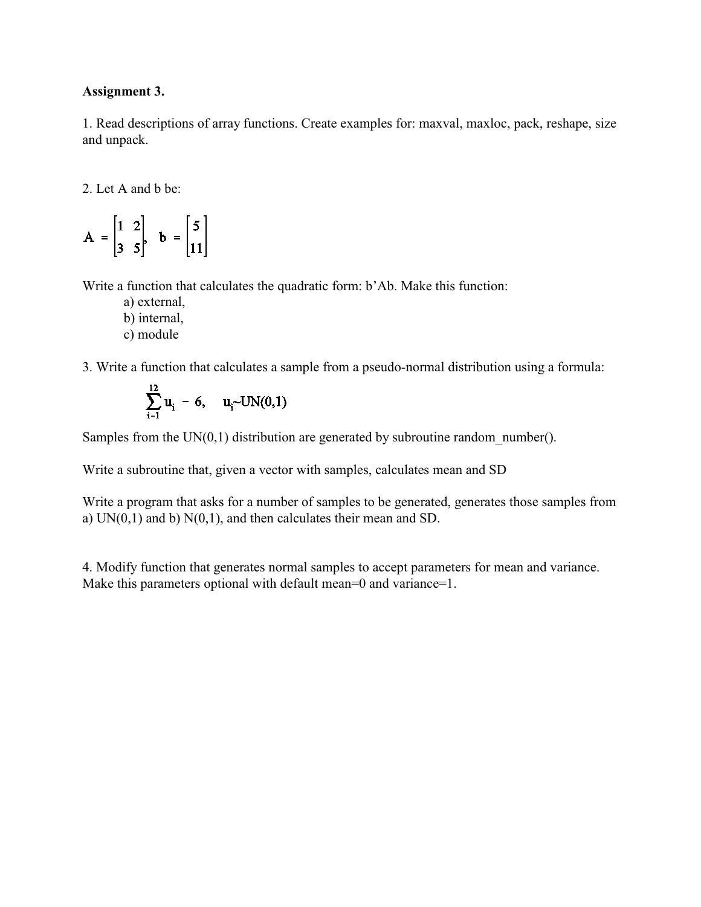**Assignment 3.**

1. Read descriptions of array functions. Create examples for: maxval, maxloc, pack, reshape, size and unpack.

2. Let A and b be:

$$A = \begin{bmatrix} 1 & 2 \\ 3 & 5 \end{bmatrix}, \quad b = \begin{bmatrix} 5 \\ 11 \end{bmatrix}$$

Write a function that calculates the quadratic form: b'Ab. Make this function:

   a) external,
   b) internal,
   c) module

3. Write a function that calculates a sample from a pseudo-normal distribution using a formula:

$$\sum_{i=1}^{12} u_i - 6, \quad u_i \sim UN(0,1)$$

Samples from the UN(0,1) distribution are generated by subroutine random_number().

Write a subroutine that, given a vector with samples, calculates mean and SD

Write a program that asks for a number of samples to be generated, generates those samples from a) UN(0,1) and b) N(0,1), and then calculates their mean and SD.

4. Modify function that generates normal samples to accept parameters for mean and variance. Make this parameters optional with default mean=0 and variance=1.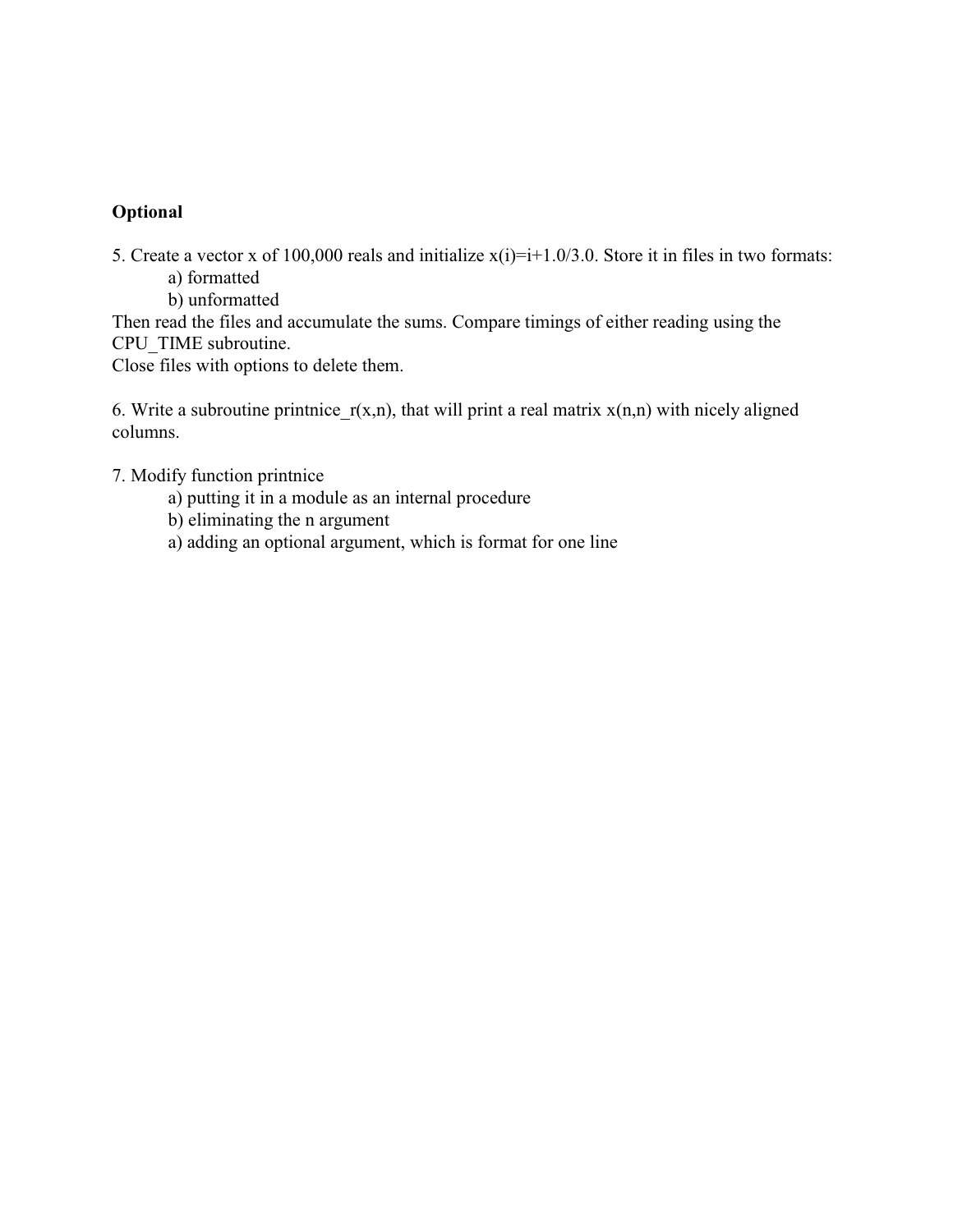**Optional**

5. Create a vector x of 100,000 reals and initialize x(i)=i+1.0/3.0. Store it in files in two formats:

    a) formatted

    b) unformatted

Then read the files and accumulate the sums. Compare timings of either reading using the CPU_TIME subroutine.
Close files with options to delete them.

6. Write a subroutine printnice_r(x,n), that will print a real matrix x(n,n) with nicely aligned columns.

7. Modify function printnice

    a) putting it in a module as an internal procedure

    b) eliminating the n argument

    a) adding an optional argument, which is format for one line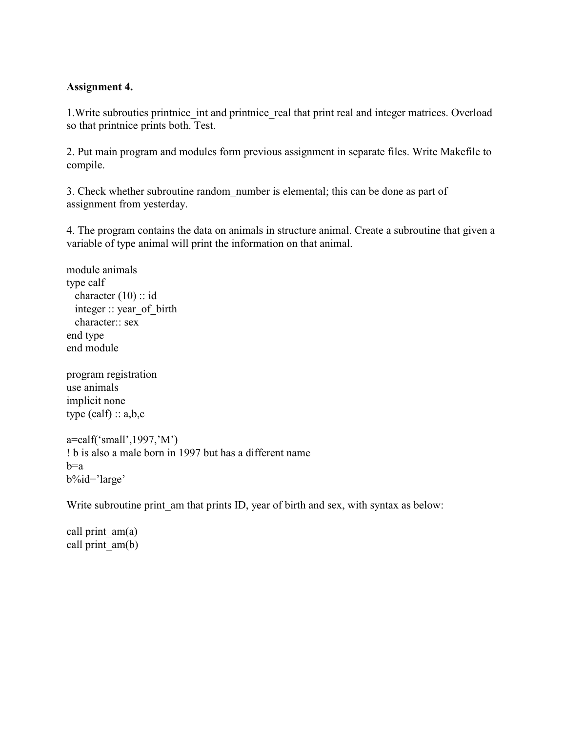**Assignment 4.**

1.Write subrouties printnice_int and printnice_real that print real and integer matrices. Overload so that printnice prints both. Test.

2. Put main program and modules form previous assignment in separate files. Write Makefile to compile.

3. Check whether subroutine random_number is elemental; this can be done as part of assignment from yesterday.

4. The program contains the data on animals in structure animal. Create a subroutine that given a variable of type animal will print the information on that animal.

```
module animals
type calf
   character (10) :: id
   integer :: year_of_birth
   character:: sex
end type
end module

program registration
use animals
implicit none
type (calf) :: a,b,c

a=calf('small',1997,'M')
! b is also a male born in 1997 but has a different name
b=a
b%id='large'
```

Write subroutine print_am that prints ID, year of birth and sex, with syntax as below:

```
call print_am(a)
call print_am(b)
```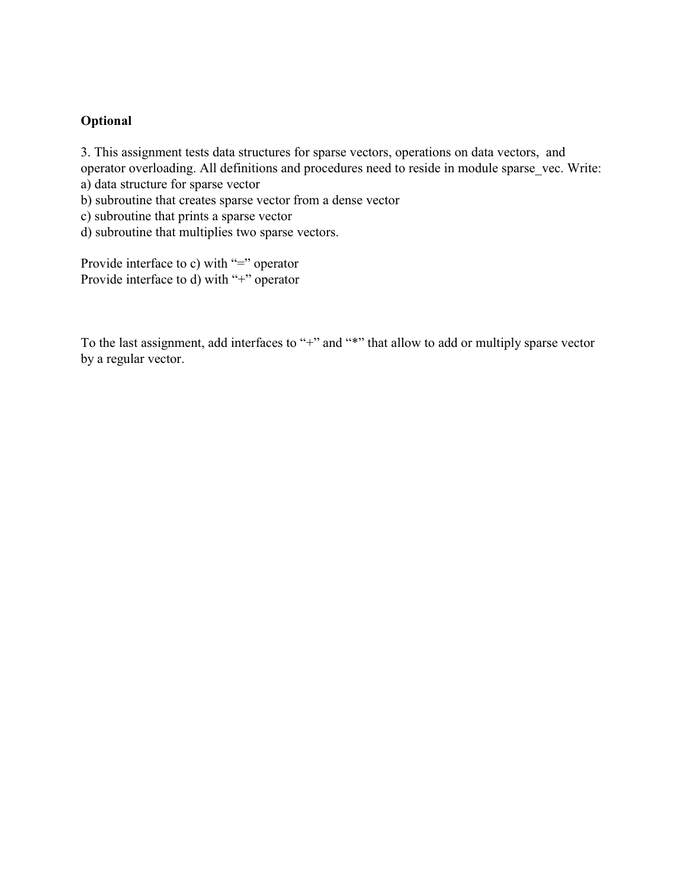**Optional**

3. This assignment tests data structures for sparse vectors, operations on data vectors, and operator overloading. All definitions and procedures need to reside in module sparse_vec. Write:
a) data structure for sparse vector
b) subroutine that creates sparse vector from a dense vector
c) subroutine that prints a sparse vector
d) subroutine that multiplies two sparse vectors.

Provide interface to c) with "=" operator
Provide interface to d) with "+" operator

To the last assignment, add interfaces to "+" and "*" that allow to add or multiply sparse vector by a regular vector.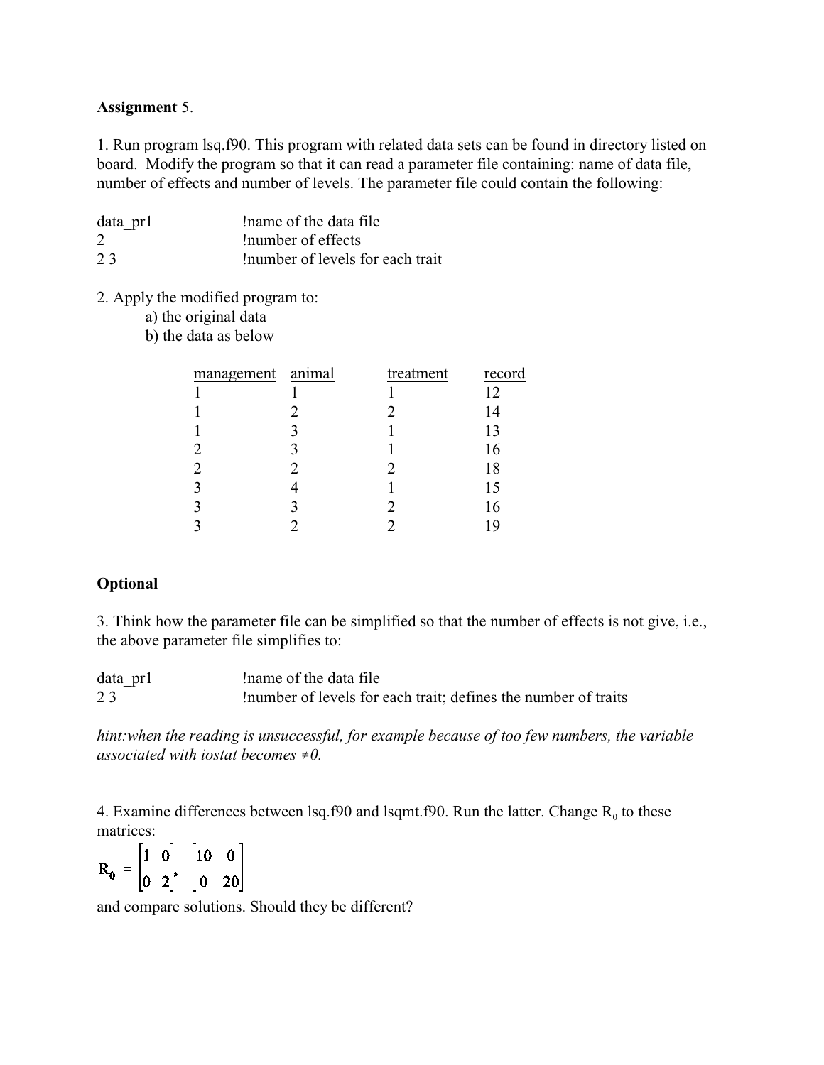**Assignment** 5.

1. Run program lsq.f90. This program with related data sets can be found in directory listed on board. Modify the program so that it can read a parameter file containing: name of data file, number of effects and number of levels. The parameter file could contain the following:

```
data_pr1        !name of the data file
2               !number of effects
2 3             !number of levels for each trait
```

2. Apply the modified program to:
   a) the original data
   b) the data as below

| management | animal | treatment | record |
|---|---|---|---|
| 1 | 1 | 1 | 12 |
| 1 | 2 | 2 | 14 |
| 1 | 3 | 1 | 13 |
| 2 | 3 | 1 | 16 |
| 2 | 2 | 2 | 18 |
| 3 | 4 | 1 | 15 |
| 3 | 3 | 2 | 16 |
| 3 | 2 | 2 | 19 |

**Optional**

3. Think how the parameter file can be simplified so that the number of effects is not give, i.e., the above parameter file simplifies to:

```
data_pr1        !name of the data file
2 3             !number of levels for each trait; defines the number of traits
```

*hint:when the reading is unsuccessful, for example because of too few numbers, the variable associated with iostat becomes ≠0.*

4. Examine differences between lsq.f90 and lsqmt.f90. Run the latter. Change $R_0$ to these matrices:

$$R_0 = \begin{bmatrix} 1 & 0 \\ 0 & 2 \end{bmatrix}, \begin{bmatrix} 10 & 0 \\ 0 & 20 \end{bmatrix}$$

and compare solutions. Should they be different?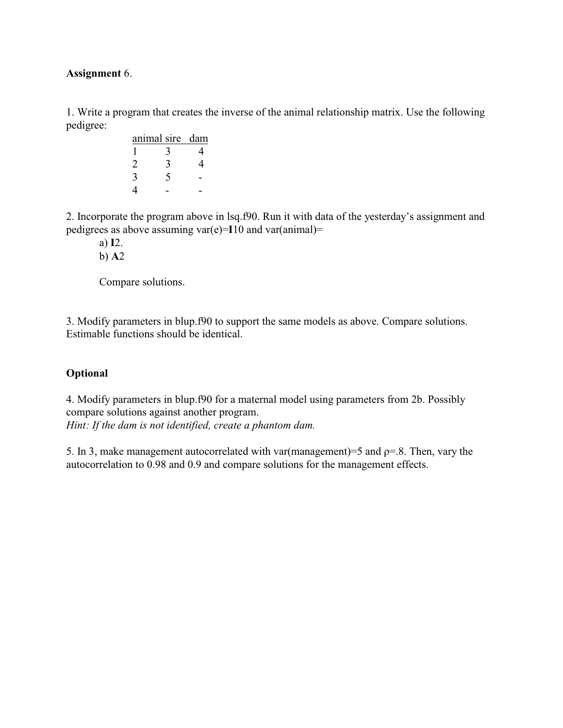**Assignment** 6.

1. Write a program that creates the inverse of the animal relationship matrix. Use the following pedigree:

| animal | sire | dam |
|---|---|---|
| 1 | 3 | 4 |
| 2 | 3 | 4 |
| 3 | 5 | - |
| 4 | - | - |

2. Incorporate the program above in lsq.f90. Run it with data of the yesterday's assignment and pedigrees as above assuming var(e)=**I**10 and var(animal)=

   a) **I**2.

   b) **A**2

   Compare solutions.

3. Modify parameters in blup.f90 to support the same models as above. Compare solutions. Estimable functions should be identical.

**Optional**

4. Modify parameters in blup.f90 for a maternal model using parameters from 2b. Possibly compare solutions against another program.
*Hint: If the dam is not identified, create a phantom dam.*

5. In 3, make management autocorrelated with var(management)=5 and $\rho$=.8. Then, vary the autocorrelation to 0.98 and 0.9 and compare solutions for the management effects.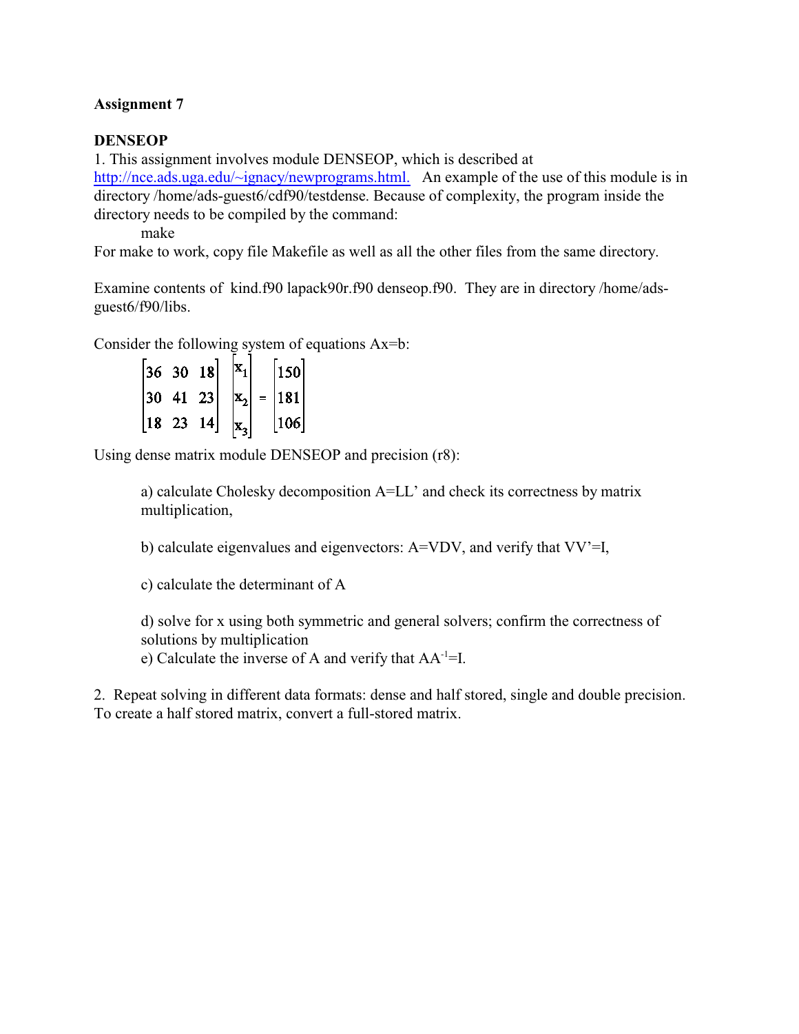### Assignment 7

**DENSEOP**

1. This assignment involves module DENSEOP, which is described at http://nce.ads.uga.edu/~ignacy/newprograms.html. An example of the use of this module is in directory /home/ads-guest6/cdf90/testdense. Because of complexity, the program inside the directory needs to be compiled by the command:

```
make
```

For make to work, copy file Makefile as well as all the other files from the same directory.

Examine contents of kind.f90 lapack90r.f90 denseop.f90. They are in directory /home/ads-guest6/f90/libs.

Consider the following system of equations Ax=b:

$$\begin{bmatrix} 36 & 30 & 18 \\ 30 & 41 & 23 \\ 18 & 23 & 14 \end{bmatrix} \begin{bmatrix} x_1 \\ x_2 \\ x_3 \end{bmatrix} = \begin{bmatrix} 150 \\ 181 \\ 106 \end{bmatrix}$$

Using dense matrix module DENSEOP and precision (r8):

a) calculate Cholesky decomposition A=LL' and check its correctness by matrix multiplication,

b) calculate eigenvalues and eigenvectors: A=VDV, and verify that VV'=I,

c) calculate the determinant of A

d) solve for x using both symmetric and general solvers; confirm the correctness of solutions by multiplication

e) Calculate the inverse of A and verify that $AA^{-1}$=I.

2. Repeat solving in different data formats: dense and half stored, single and double precision. To create a half stored matrix, convert a full-stored matrix.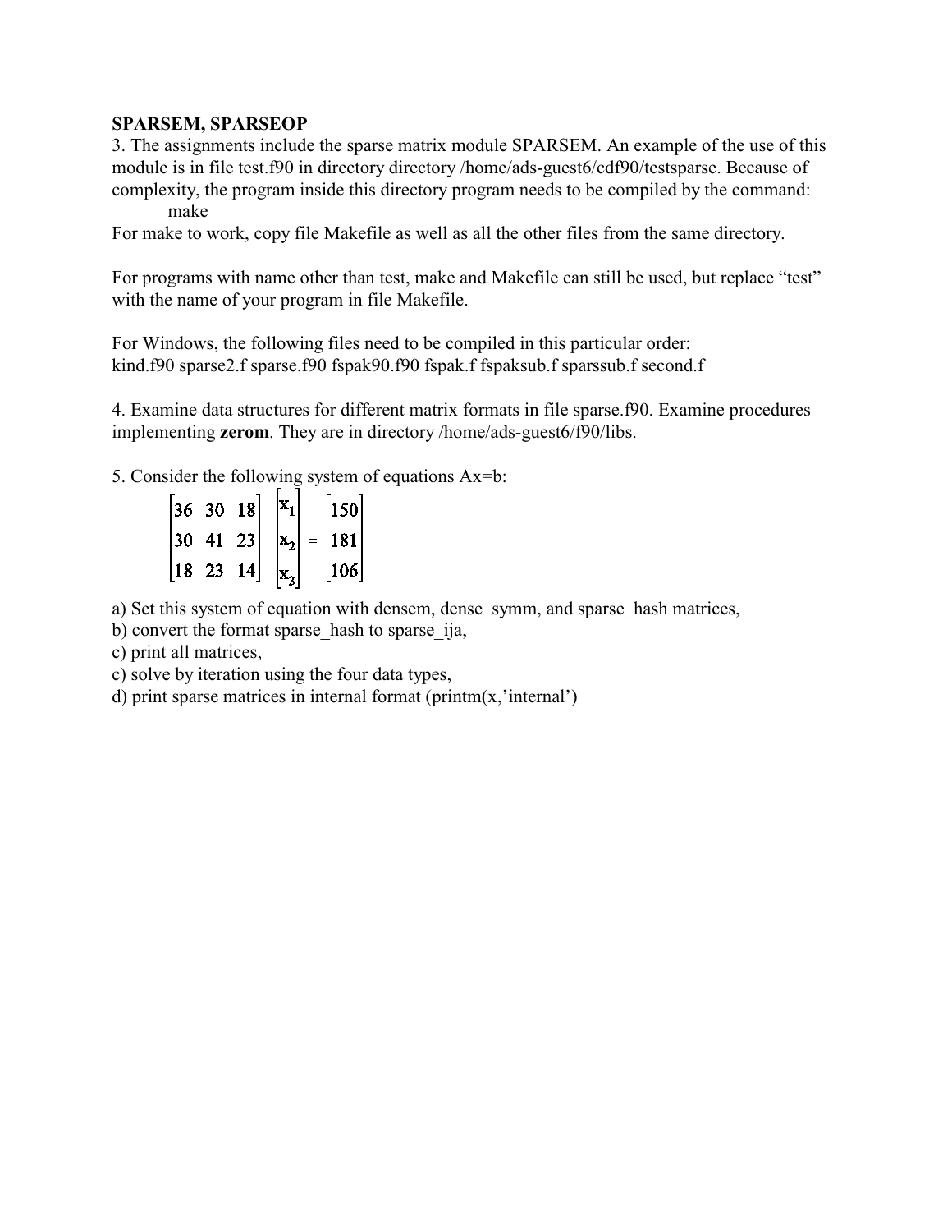**SPARSEM, SPARSEOP**

3. The assignments include the sparse matrix module SPARSEM. An example of the use of this module is in file test.f90 in directory directory /home/ads-guest6/cdf90/testsparse. Because of complexity, the program inside this directory program needs to be compiled by the command:

    make

For make to work, copy file Makefile as well as all the other files from the same directory.

For programs with name other than test, make and Makefile can still be used, but replace "test" with the name of your program in file Makefile.

For Windows, the following files need to be compiled in this particular order:
kind.f90 sparse2.f sparse.f90 fspak90.f90 fspak.f fspaksub.f sparssub.f second.f

4. Examine data structures for different matrix formats in file sparse.f90. Examine procedures implementing **zerom**. They are in directory /home/ads-guest6/f90/libs.

5. Consider the following system of equations Ax=b:

$$\begin{bmatrix} 36 & 30 & 18 \\ 30 & 41 & 23 \\ 18 & 23 & 14 \end{bmatrix} \begin{bmatrix} x_1 \\ x_2 \\ x_3 \end{bmatrix} = \begin{bmatrix} 150 \\ 181 \\ 106 \end{bmatrix}$$

a) Set this system of equation with densem, dense_symm, and sparse_hash matrices,
b) convert the format sparse_hash to sparse_ija,
c) print all matrices,
c) solve by iteration using the four data types,
d) print sparse matrices in internal format (printm(x,'internal')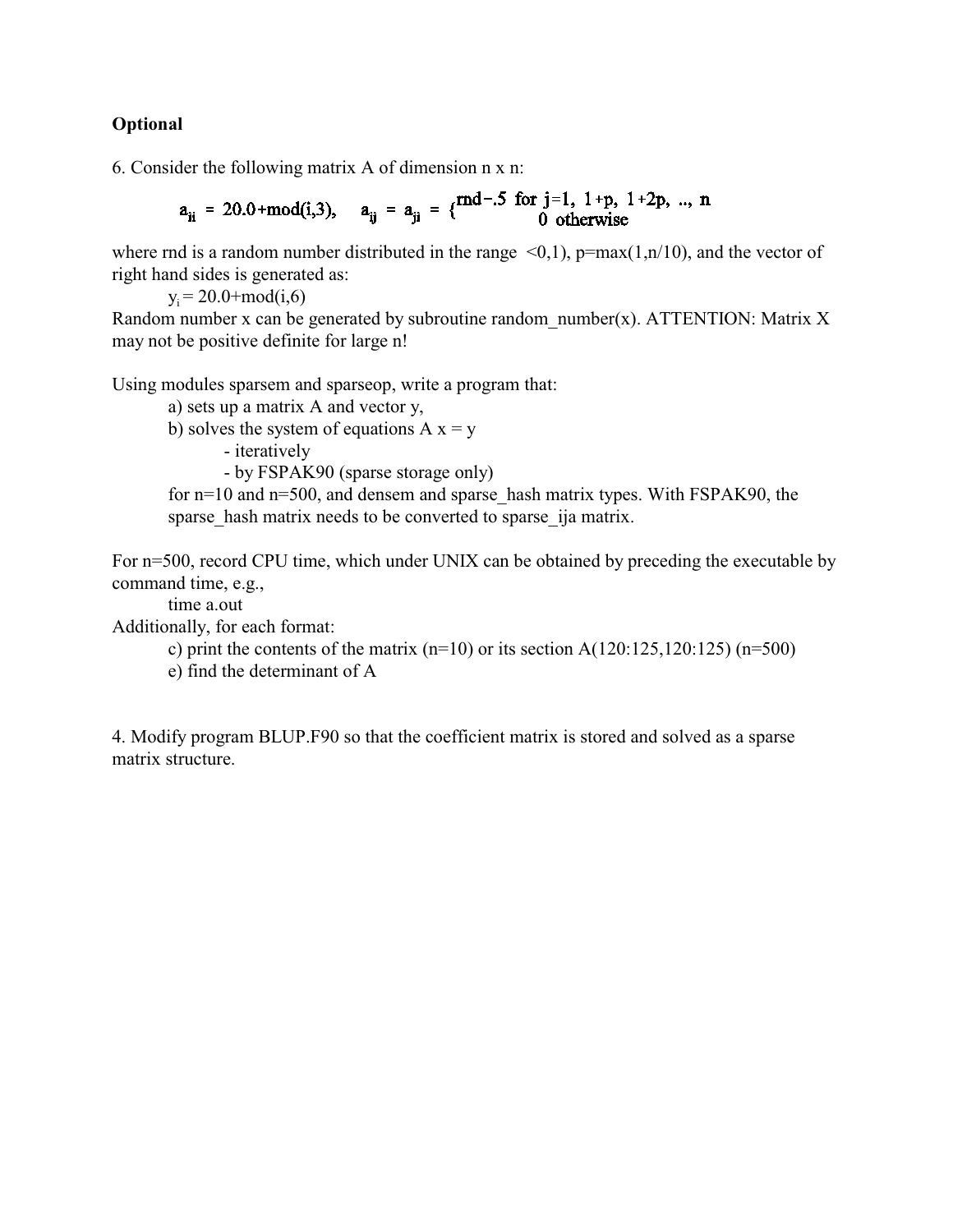**Optional**

6. Consider the following matrix A of dimension n x n:

$$a_{ii} = 20.0+\text{mod}(i,3), \quad a_{ij} = a_{ji} = \begin{cases} \text{rnd}-.5 & \text{for } j=1,\ 1+p,\ 1+2p,\ ..,\ n \\ 0 & \text{otherwise} \end{cases}$$

where rnd is a random number distributed in the range <0,1), p=max(1,n/10), and the vector of right hand sides is generated as:

$y_i = 20.0+\text{mod}(i,6)$

Random number x can be generated by subroutine random_number(x). ATTENTION: Matrix X may not be positive definite for large n!

Using modules sparsem and sparseop, write a program that:

a) sets up a matrix A and vector y,

b) solves the system of equations A x = y

- iteratively
- by FSPAK90 (sparse storage only)

for n=10 and n=500, and densem and sparse_hash matrix types. With FSPAK90, the sparse_hash matrix needs to be converted to sparse_ija matrix.

For n=500, record CPU time, which under UNIX can be obtained by preceding the executable by command time, e.g.,

time a.out

Additionally, for each format:

c) print the contents of the matrix (n=10) or its section A(120:125,120:125) (n=500)

e) find the determinant of A

4. Modify program BLUP.F90 so that the coefficient matrix is stored and solved as a sparse matrix structure.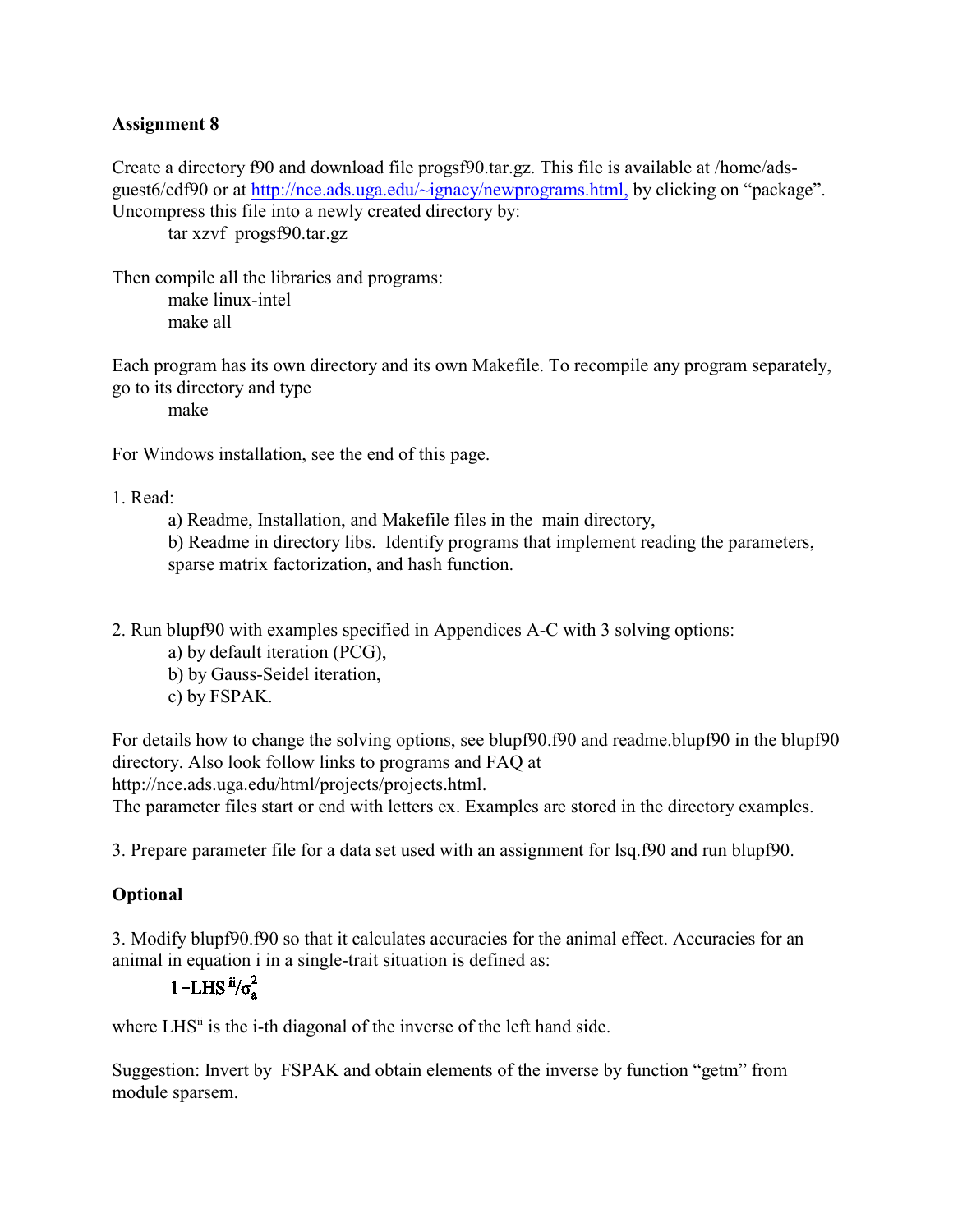**Assignment 8**

Create a directory f90 and download file progsf90.tar.gz. This file is available at /home/ads-guest6/cdf90 or at http://nce.ads.uga.edu/~ignacy/newprograms.html, by clicking on “package”. Uncompress this file into a newly created directory by:

```
tar xzvf  progsf90.tar.gz
```

Then compile all the libraries and programs:

```
make linux-intel
make all
```

Each program has its own directory and its own Makefile. To recompile any program separately, go to its directory and type

```
make
```

For Windows installation, see the end of this page.

1. Read:
   a) Readme, Installation, and Makefile files in the main directory,
   b) Readme in directory libs. Identify programs that implement reading the parameters, sparse matrix factorization, and hash function.

2. Run blupf90 with examples specified in Appendices A-C with 3 solving options:
   a) by default iteration (PCG),
   b) by Gauss-Seidel iteration,
   c) by FSPAK.

For details how to change the solving options, see blupf90.f90 and readme.blupf90 in the blupf90 directory. Also look follow links to programs and FAQ at http://nce.ads.uga.edu/html/projects/projects.html.
The parameter files start or end with letters ex. Examples are stored in the directory examples.

3. Prepare parameter file for a data set used with an assignment for lsq.f90 and run blupf90.

**Optional**

3. Modify blupf90.f90 so that it calculates accuracies for the animal effect. Accuracies for an animal in equation i in a single-trait situation is defined as:

$$1 - LHS^{ii}/\sigma_a^2$$

where $LHS^{ii}$ is the i-th diagonal of the inverse of the left hand side.

Suggestion: Invert by FSPAK and obtain elements of the inverse by function “getm” from module sparsem.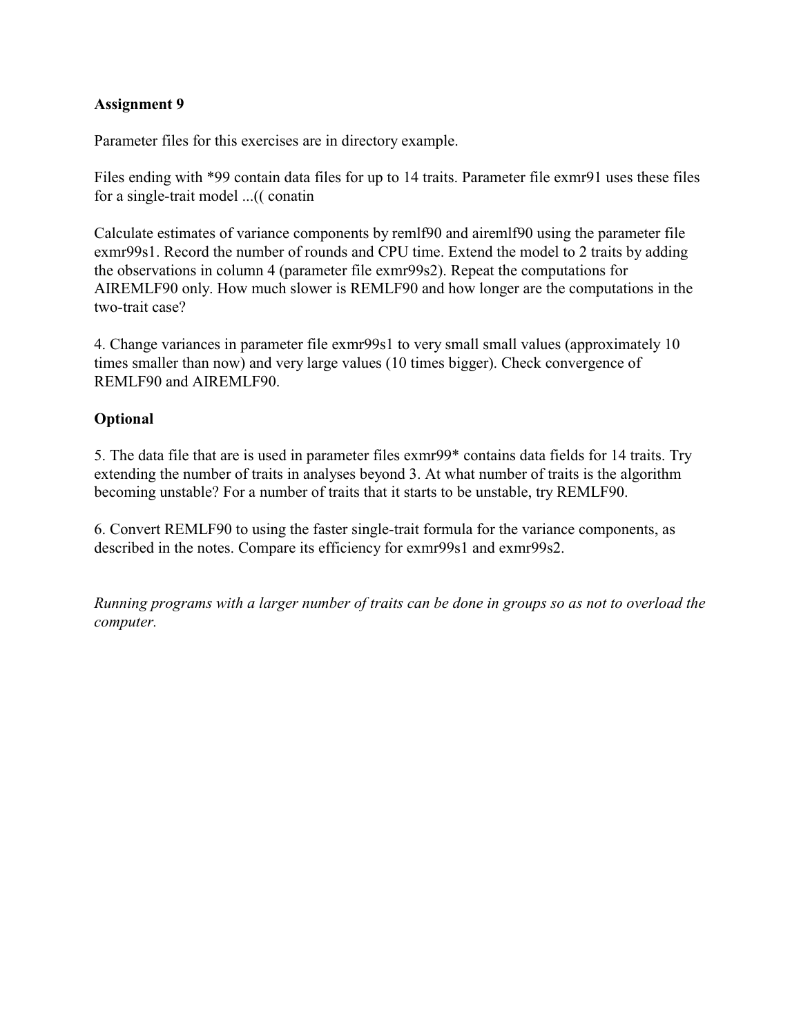**Assignment 9**

Parameter files for this exercises are in directory example.

Files ending with *99 contain data files for up to 14 traits. Parameter file exmr91 uses these files for a single-trait model ...(( conatin

Calculate estimates of variance components by remlf90 and airemlf90 using the parameter file exmr99s1. Record the number of rounds and CPU time. Extend the model to 2 traits by adding the observations in column 4 (parameter file exmr99s2). Repeat the computations for AIREMLF90 only. How much slower is REMLF90 and how longer are the computations in the two-trait case?

4. Change variances in parameter file exmr99s1 to very small small values (approximately 10 times smaller than now) and very large values (10 times bigger). Check convergence of REMLF90 and AIREMLF90.

**Optional**

5. The data file that are is used in parameter files exmr99* contains data fields for 14 traits. Try extending the number of traits in analyses beyond 3. At what number of traits is the algorithm becoming unstable? For a number of traits that it starts to be unstable, try REMLF90.

6. Convert REMLF90 to using the faster single-trait formula for the variance components, as described in the notes. Compare its efficiency for exmr99s1 and exmr99s2.

*Running programs with a larger number of traits can be done in groups so as not to overload the computer.*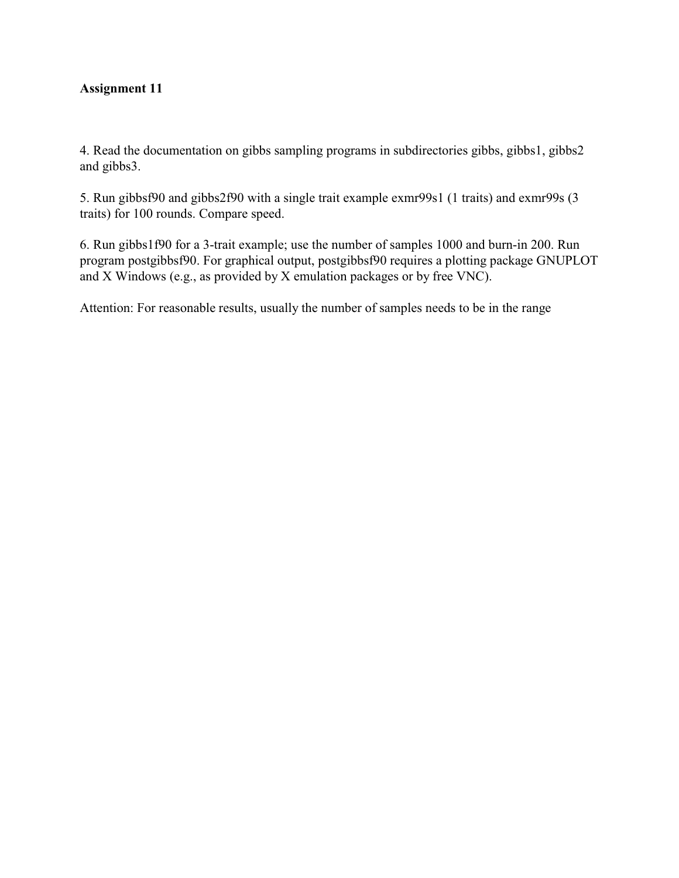**Assignment 11**

4. Read the documentation on gibbs sampling programs in subdirectories gibbs, gibbs1, gibbs2 and gibbs3.

5. Run gibbsf90 and gibbs2f90 with a single trait example exmr99s1 (1 traits) and exmr99s (3 traits) for 100 rounds. Compare speed.

6. Run gibbs1f90 for a 3-trait example; use the number of samples 1000 and burn-in 200. Run program postgibbsf90. For graphical output, postgibbsf90 requires a plotting package GNUPLOT and X Windows (e.g., as provided by X emulation packages or by free VNC).

Attention: For reasonable results, usually the number of samples needs to be in the range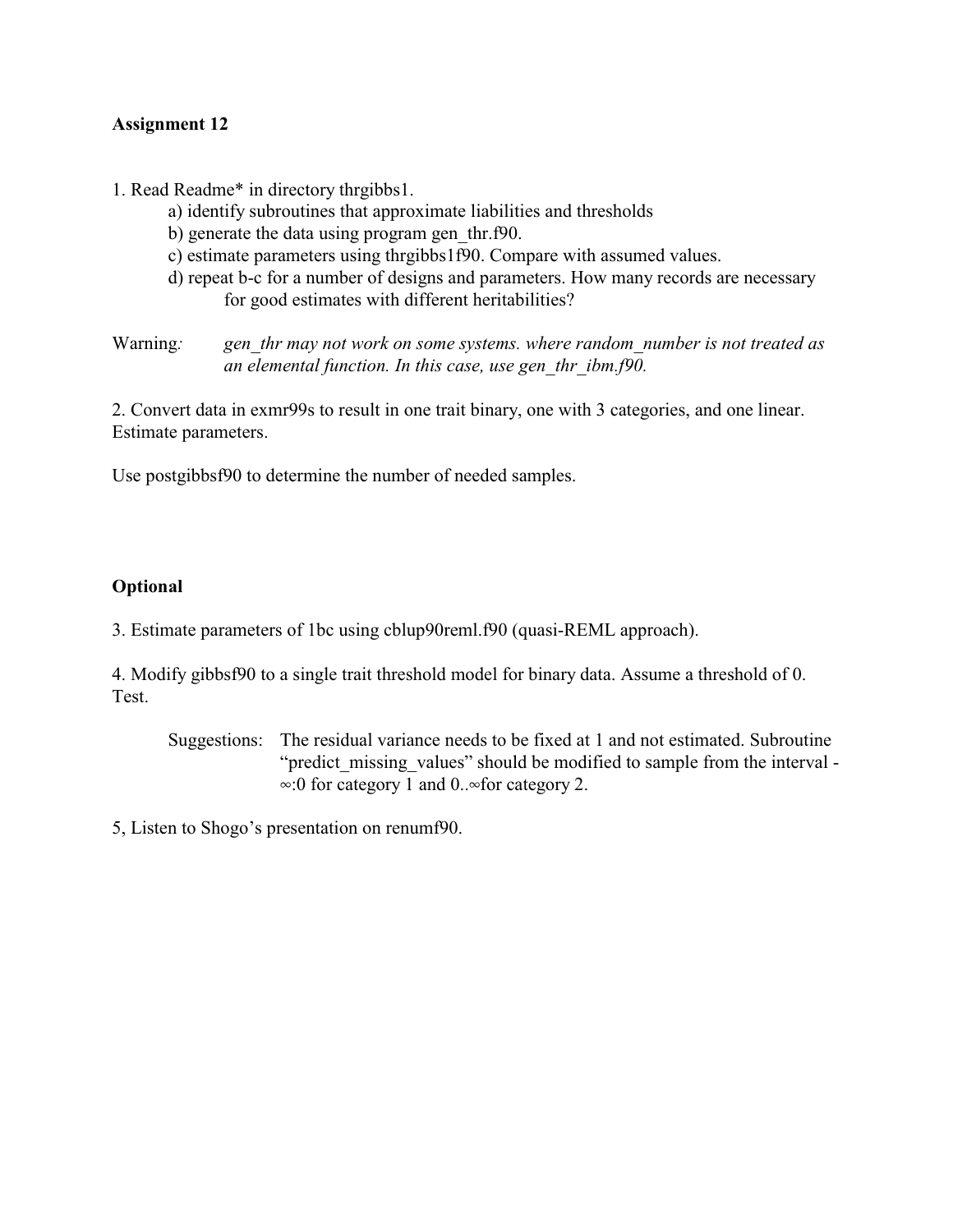**Assignment 12**

1. Read Readme* in directory thrgibbs1.
    a) identify subroutines that approximate liabilities and thresholds
    b) generate the data using program gen_thr.f90.
    c) estimate parameters using thrgibbs1f90. Compare with assumed values.
    d) repeat b-c for a number of designs and parameters. How many records are necessary for good estimates with different heritabilities?

Warning*:* *gen_thr may not work on some systems. where random_number is not treated as an elemental function. In this case, use gen_thr_ibm.f90.*

2. Convert data in exmr99s to result in one trait binary, one with 3 categories, and one linear. Estimate parameters.

Use postgibbsf90 to determine the number of needed samples.

**Optional**

3. Estimate parameters of 1bc using cblup90reml.f90 (quasi-REML approach).

4. Modify gibbsf90 to a single trait threshold model for binary data. Assume a threshold of 0. Test.

Suggestions: The residual variance needs to be fixed at 1 and not estimated. Subroutine "predict_missing_values" should be modified to sample from the interval -∞:0 for category 1 and 0..∞for category 2.

5, Listen to Shogo's presentation on renumf90.